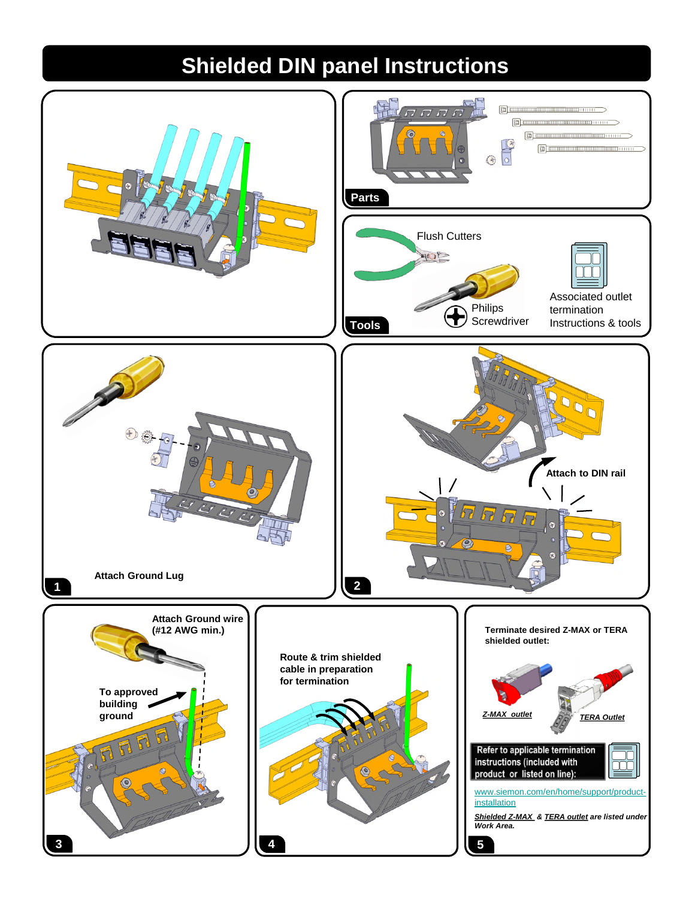# Shielded DIN panel Instructions

**Parts**

**Tools**

Flush Cutters

Philips Screwdriver

Associated outlet termination Instructions & tools

**1** Attach Ground Lug

**2** Attach to DIN rail

**3** Attach Ground wire (#12 AWG min.)

To approved building ground

**4** Route & trim shielded cable in preparation for termination

**5** Terminate desired Z-MAX or TERA shielded outlet:

*Z-MAX outlet*

*TERA Outlet*

Refer to applicable termination instructions (included with product or listed on line):

www.siemon.com/en/home/support/product-installation

***Shielded Z-MAX* & *TERA outlet* are listed under Work Area.**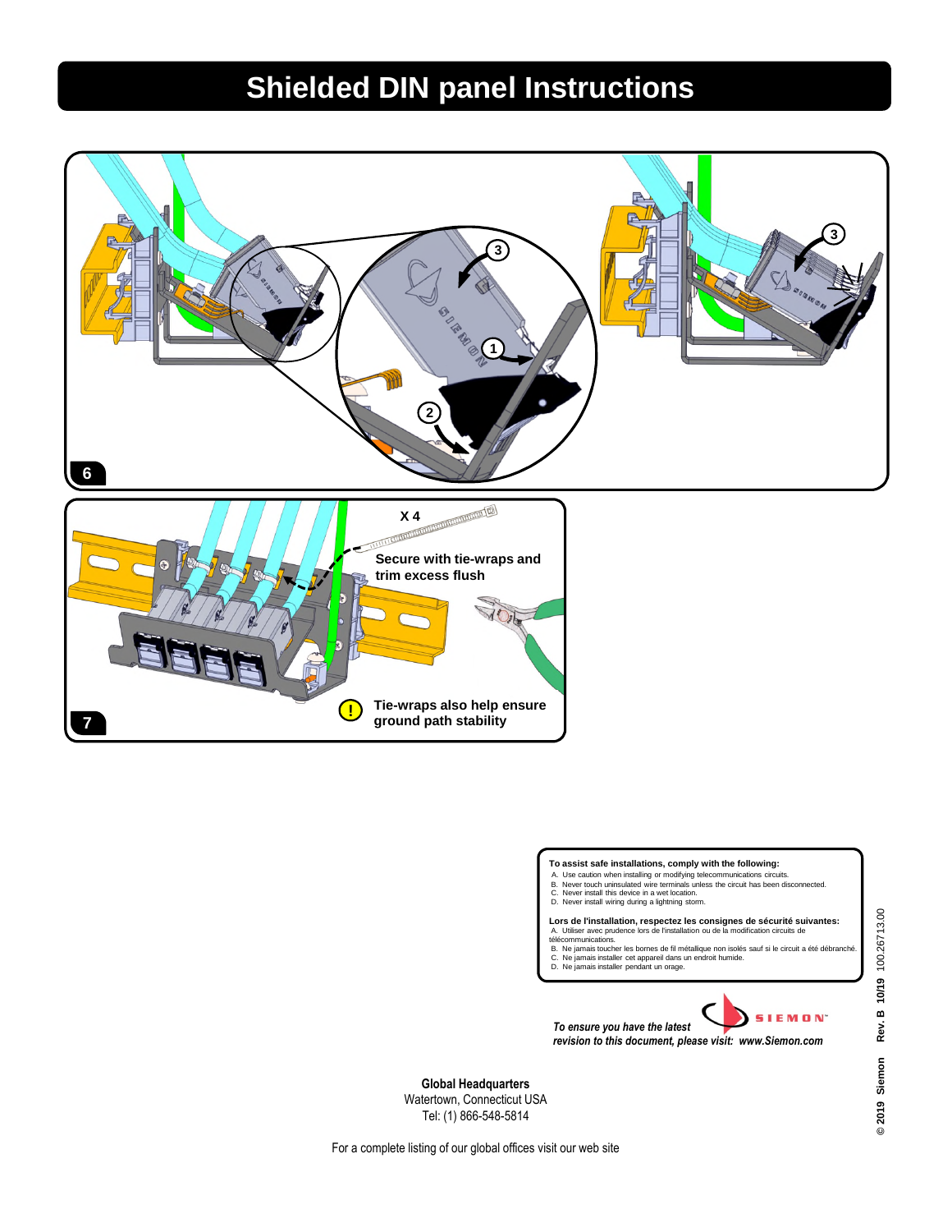# Shielded DIN panel Instructions

6

7

X 4

Secure with tie-wraps and trim excess flush

Tie-wraps also help ensure ground path stability

**To assist safe installations, comply with the following:**

A. Use caution when installing or modifying telecommunications circuits.
B. Never touch uninsulated wire terminals unless the circuit has been disconnected.
C. Never install this device in a wet location.
D. Never install wiring during a lightning storm.

**Lors de l'installation, respectez les consignes de sécurité suivantes:**

A. Utiliser avec prudence lors de l'installation ou de la modification circuits de télécommunications.
B. Ne jamais toucher les bornes de fil métallique non isolés sauf si le circuit a été débranché.
C. Ne jamais installer cet appareil dans un endroit humide.
D. Ne jamais installer pendant un orage.

*To ensure you have the latest revision to this document, please visit:* ***www.Siemon.com***

SIEMON

**Global Headquarters**
Watertown, Connecticut USA
Tel: (1) 866-548-5814

For a complete listing of our global offices visit our web site

© 2019 Siemon Rev. B 10/19 100.26713.00